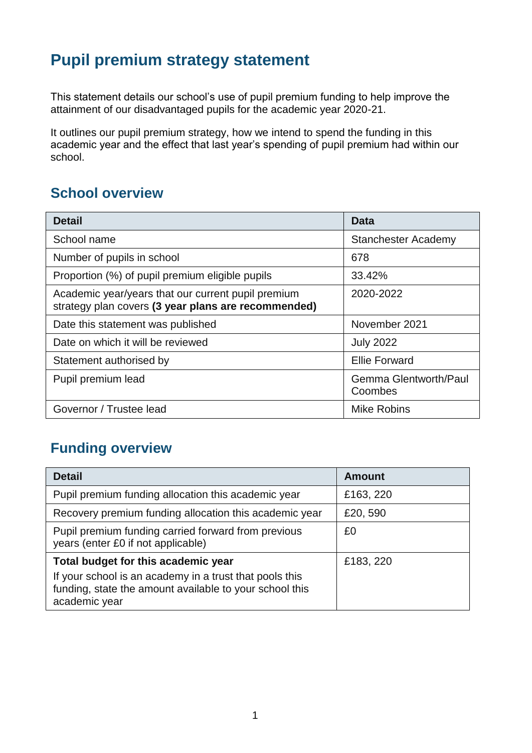# Pupil premium strategy statement

This statement details our school's use of pupil premium funding to help improve the attainment of our disadvantaged pupils for the academic year 2020-21.

It outlines our pupil premium strategy, how we intend to spend the funding in this academic year and the effect that last year's spending of pupil premium had within our school.

## School overview

| Detail | Data |
|---|---|
| School name | Stanchester Academy |
| Number of pupils in school | 678 |
| Proportion (%) of pupil premium eligible pupils | 33.42% |
| Academic year/years that our current pupil premium strategy plan covers **(3 year plans are recommended)** | 2020-2022 |
| Date this statement was published | November 2021 |
| Date on which it will be reviewed | July 2022 |
| Statement authorised by | Ellie Forward |
| Pupil premium lead | Gemma Glentworth/Paul Coombes |
| Governor / Trustee lead | Mike Robins |

## Funding overview

| Detail | Amount |
|---|---|
| Pupil premium funding allocation this academic year | £163, 220 |
| Recovery premium funding allocation this academic year | £20, 590 |
| Pupil premium funding carried forward from previous years (enter £0 if not applicable) | £0 |
| **Total budget for this academic year**<br>If your school is an academy in a trust that pools this funding, state the amount available to your school this academic year | £183, 220 |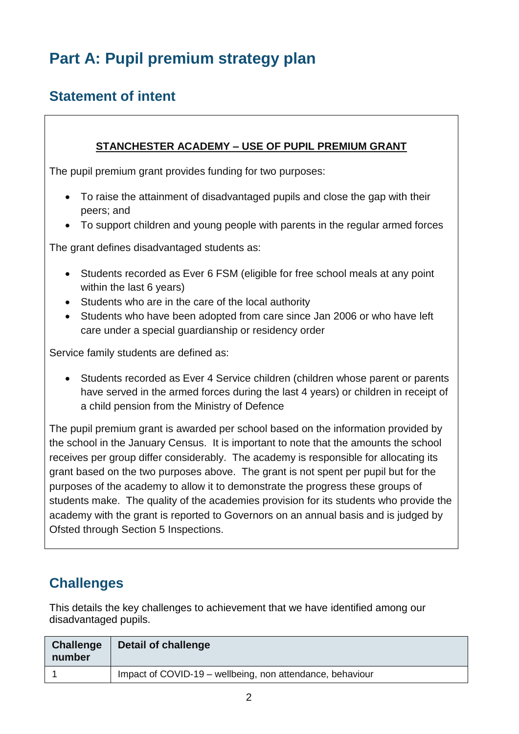# Part A: Pupil premium strategy plan

## Statement of intent

**STANCHESTER ACADEMY – USE OF PUPIL PREMIUM GRANT**

The pupil premium grant provides funding for two purposes:

- To raise the attainment of disadvantaged pupils and close the gap with their peers; and
- To support children and young people with parents in the regular armed forces

The grant defines disadvantaged students as:

- Students recorded as Ever 6 FSM (eligible for free school meals at any point within the last 6 years)
- Students who are in the care of the local authority
- Students who have been adopted from care since Jan 2006 or who have left care under a special guardianship or residency order

Service family students are defined as:

- Students recorded as Ever 4 Service children (children whose parent or parents have served in the armed forces during the last 4 years) or children in receipt of a child pension from the Ministry of Defence

The pupil premium grant is awarded per school based on the information provided by the school in the January Census. It is important to note that the amounts the school receives per group differ considerably. The academy is responsible for allocating its grant based on the two purposes above. The grant is not spent per pupil but for the purposes of the academy to allow it to demonstrate the progress these groups of students make. The quality of the academies provision for its students who provide the academy with the grant is reported to Governors on an annual basis and is judged by Ofsted through Section 5 Inspections.

## Challenges

This details the key challenges to achievement that we have identified among our disadvantaged pupils.

| Challenge number | Detail of challenge |
|---|---|
| 1 | Impact of COVID-19 – wellbeing, non attendance, behaviour |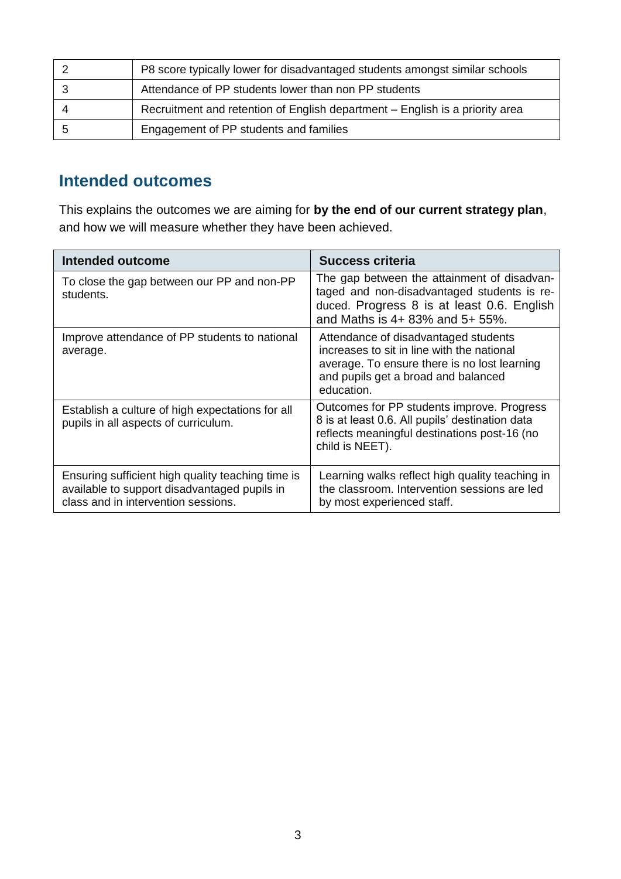| | |
|---|---|
| 2 | P8 score typically lower for disadvantaged students amongst similar schools |
| 3 | Attendance of PP students lower than non PP students |
| 4 | Recruitment and retention of English department – English is a priority area |
| 5 | Engagement of PP students and families |

## Intended outcomes

This explains the outcomes we are aiming for **by the end of our current strategy plan**, and how we will measure whether they have been achieved.

| Intended outcome | Success criteria |
|---|---|
| To close the gap between our PP and non-PP students. | The gap between the attainment of disadvantaged and non-disadvantaged students is reduced. Progress 8 is at least 0.6. English and Maths is 4+ 83% and 5+ 55%. |
| Improve attendance of PP students to national average. | Attendance of disadvantaged students increases to sit in line with the national average. To ensure there is no lost learning and pupils get a broad and balanced education. |
| Establish a culture of high expectations for all pupils in all aspects of curriculum. | Outcomes for PP students improve. Progress 8 is at least 0.6. All pupils' destination data reflects meaningful destinations post-16 (no child is NEET). |
| Ensuring sufficient high quality teaching time is available to support disadvantaged pupils in class and in intervention sessions. | Learning walks reflect high quality teaching in the classroom. Intervention sessions are led by most experienced staff. |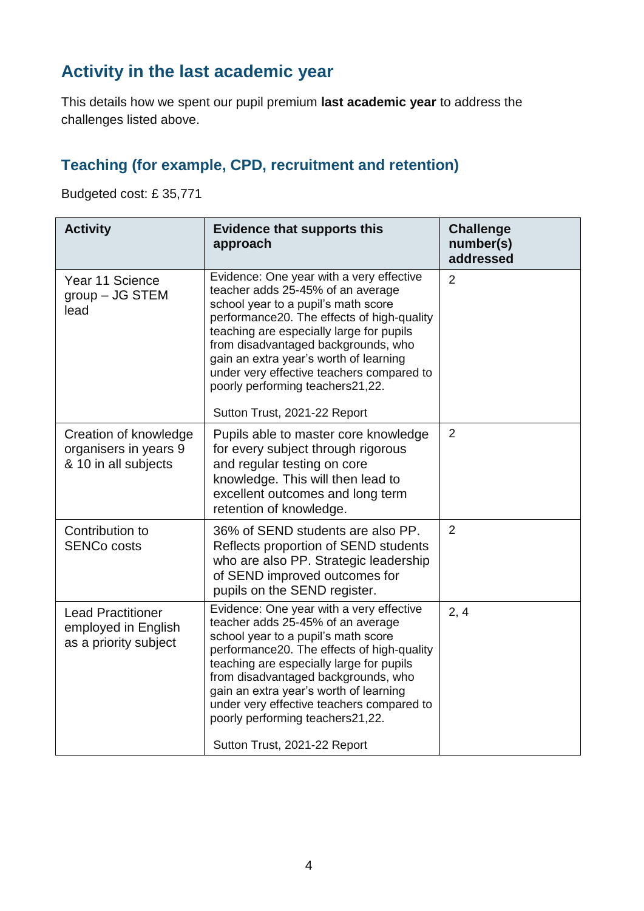## Activity in the last academic year

This details how we spent our pupil premium **last academic year** to address the challenges listed above.

### Teaching (for example, CPD, recruitment and retention)

Budgeted cost: £ 35,771

| Activity | Evidence that supports this approach | Challenge number(s) addressed |
|---|---|---|
| Year 11 Science group – JG STEM lead | Evidence: One year with a very effective teacher adds 25-45% of an average school year to a pupil's math score performance20. The effects of high-quality teaching are especially large for pupils from disadvantaged backgrounds, who gain an extra year's worth of learning under very effective teachers compared to poorly performing teachers21,22.<br><br>Sutton Trust, 2021-22 Report | 2 |
| Creation of knowledge organisers in years 9 & 10 in all subjects | Pupils able to master core knowledge for every subject through rigorous and regular testing on core knowledge. This will then lead to excellent outcomes and long term retention of knowledge. | 2 |
| Contribution to SENCo costs | 36% of SEND students are also PP. Reflects proportion of SEND students who are also PP. Strategic leadership of SEND improved outcomes for pupils on the SEND register. | 2 |
| Lead Practitioner employed in English as a priority subject | Evidence: One year with a very effective teacher adds 25-45% of an average school year to a pupil's math score performance20. The effects of high-quality teaching are especially large for pupils from disadvantaged backgrounds, who gain an extra year's worth of learning under very effective teachers compared to poorly performing teachers21,22.<br><br>Sutton Trust, 2021-22 Report | 2, 4 |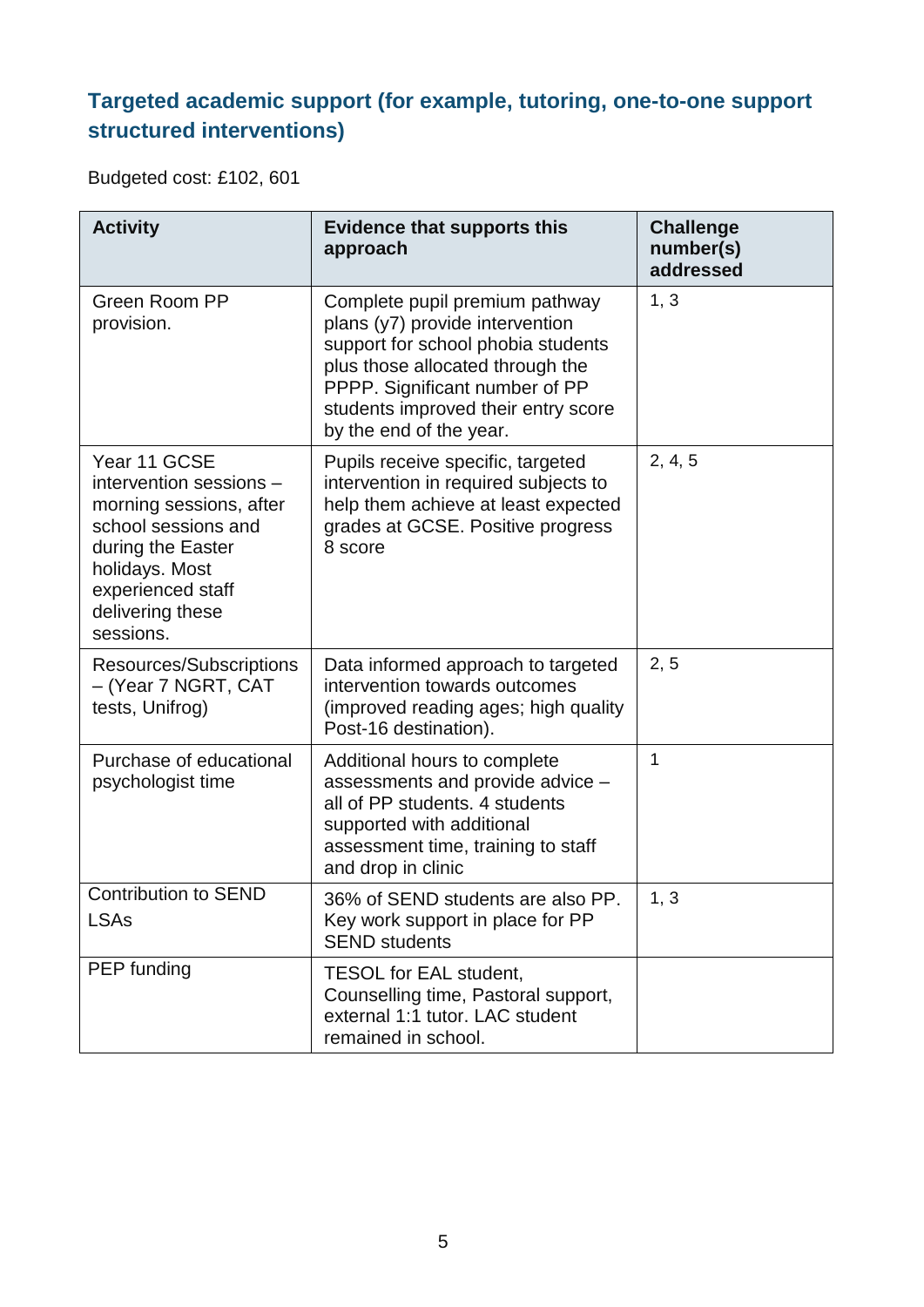### Targeted academic support (for example, tutoring, one-to-one support structured interventions)

Budgeted cost: £102, 601

| Activity | Evidence that supports this approach | Challenge number(s) addressed |
|---|---|---|
| Green Room PP provision. | Complete pupil premium pathway plans (y7) provide intervention support for school phobia students plus those allocated through the PPPP. Significant number of PP students improved their entry score by the end of the year. | 1, 3 |
| Year 11 GCSE intervention sessions – morning sessions, after school sessions and during the Easter holidays. Most experienced staff delivering these sessions. | Pupils receive specific, targeted intervention in required subjects to help them achieve at least expected grades at GCSE. Positive progress 8 score | 2, 4, 5 |
| Resources/Subscriptions – (Year 7 NGRT, CAT tests, Unifrog) | Data informed approach to targeted intervention towards outcomes (improved reading ages; high quality Post-16 destination). | 2, 5 |
| Purchase of educational psychologist time | Additional hours to complete assessments and provide advice – all of PP students. 4 students supported with additional assessment time, training to staff and drop in clinic | 1 |
| Contribution to SEND LSAs | 36% of SEND students are also PP. Key work support in place for PP SEND students | 1, 3 |
| PEP funding | TESOL for EAL student, Counselling time, Pastoral support, external 1:1 tutor. LAC student remained in school. | |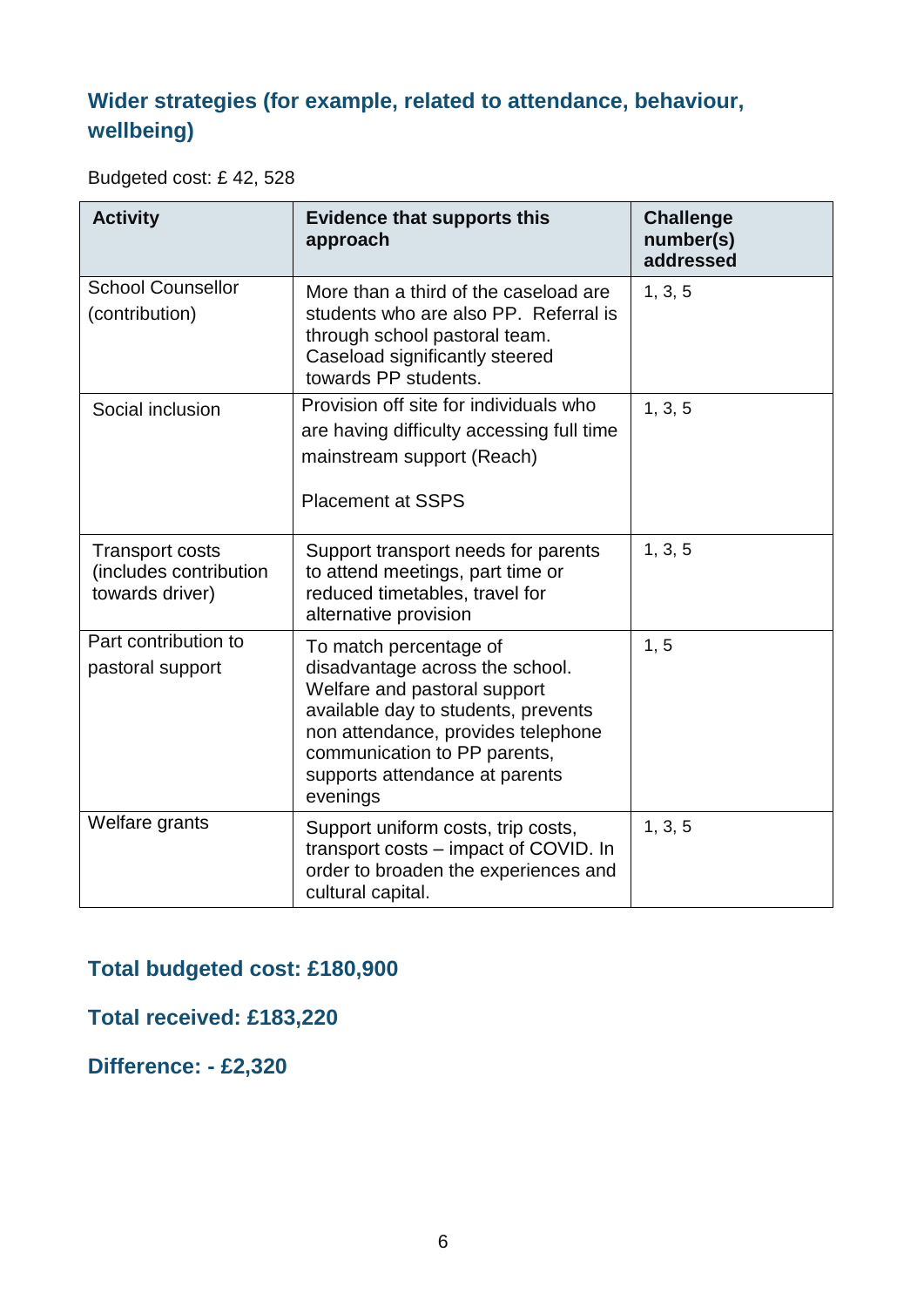## Wider strategies (for example, related to attendance, behaviour, wellbeing)

Budgeted cost: £ 42, 528

| Activity | Evidence that supports this approach | Challenge number(s) addressed |
|---|---|---|
| School Counsellor (contribution) | More than a third of the caseload are students who are also PP. Referral is through school pastoral team. Caseload significantly steered towards PP students. | 1, 3, 5 |
| Social inclusion | Provision off site for individuals who are having difficulty accessing full time mainstream support (Reach)<br><br>Placement at SSPS | 1, 3, 5 |
| Transport costs (includes contribution towards driver) | Support transport needs for parents to attend meetings, part time or reduced timetables, travel for alternative provision | 1, 3, 5 |
| Part contribution to pastoral support | To match percentage of disadvantage across the school. Welfare and pastoral support available day to students, prevents non attendance, provides telephone communication to PP parents, supports attendance at parents evenings | 1, 5 |
| Welfare grants | Support uniform costs, trip costs, transport costs – impact of COVID. In order to broaden the experiences and cultural capital. | 1, 3, 5 |

## Total budgeted cost: £180,900

## Total received: £183,220

## Difference: - £2,320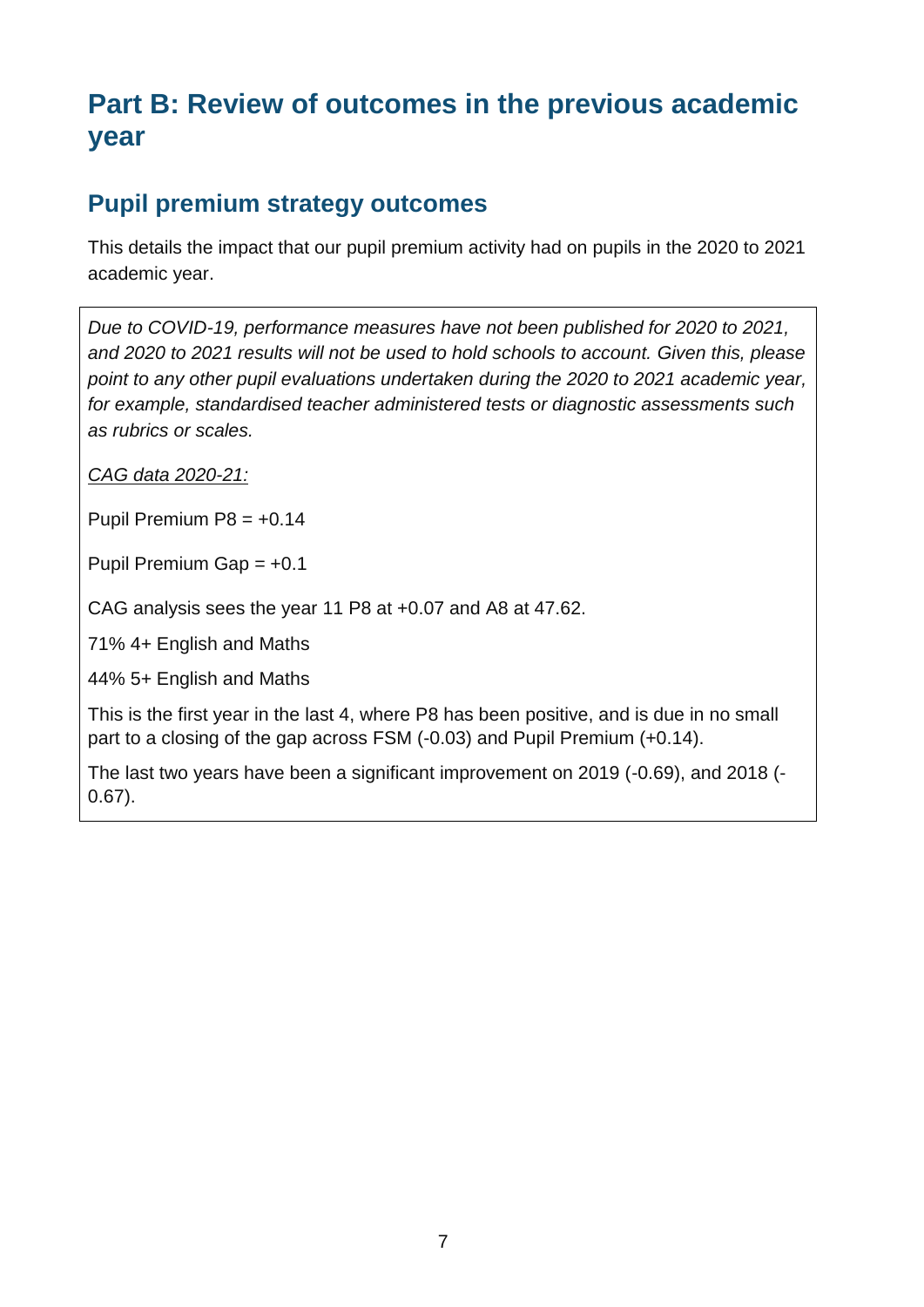# Part B: Review of outcomes in the previous academic year

## Pupil premium strategy outcomes

This details the impact that our pupil premium activity had on pupils in the 2020 to 2021 academic year.

*Due to COVID-19, performance measures have not been published for 2020 to 2021, and 2020 to 2021 results will not be used to hold schools to account. Given this, please point to any other pupil evaluations undertaken during the 2020 to 2021 academic year, for example, standardised teacher administered tests or diagnostic assessments such as rubrics or scales.*

*CAG data 2020-21:*

Pupil Premium P8 = +0.14

Pupil Premium Gap = +0.1

CAG analysis sees the year 11 P8 at +0.07 and A8 at 47.62.

71% 4+ English and Maths

44% 5+ English and Maths

This is the first year in the last 4, where P8 has been positive, and is due in no small part to a closing of the gap across FSM (-0.03) and Pupil Premium (+0.14).

The last two years have been a significant improvement on 2019 (-0.69), and 2018 (-0.67).